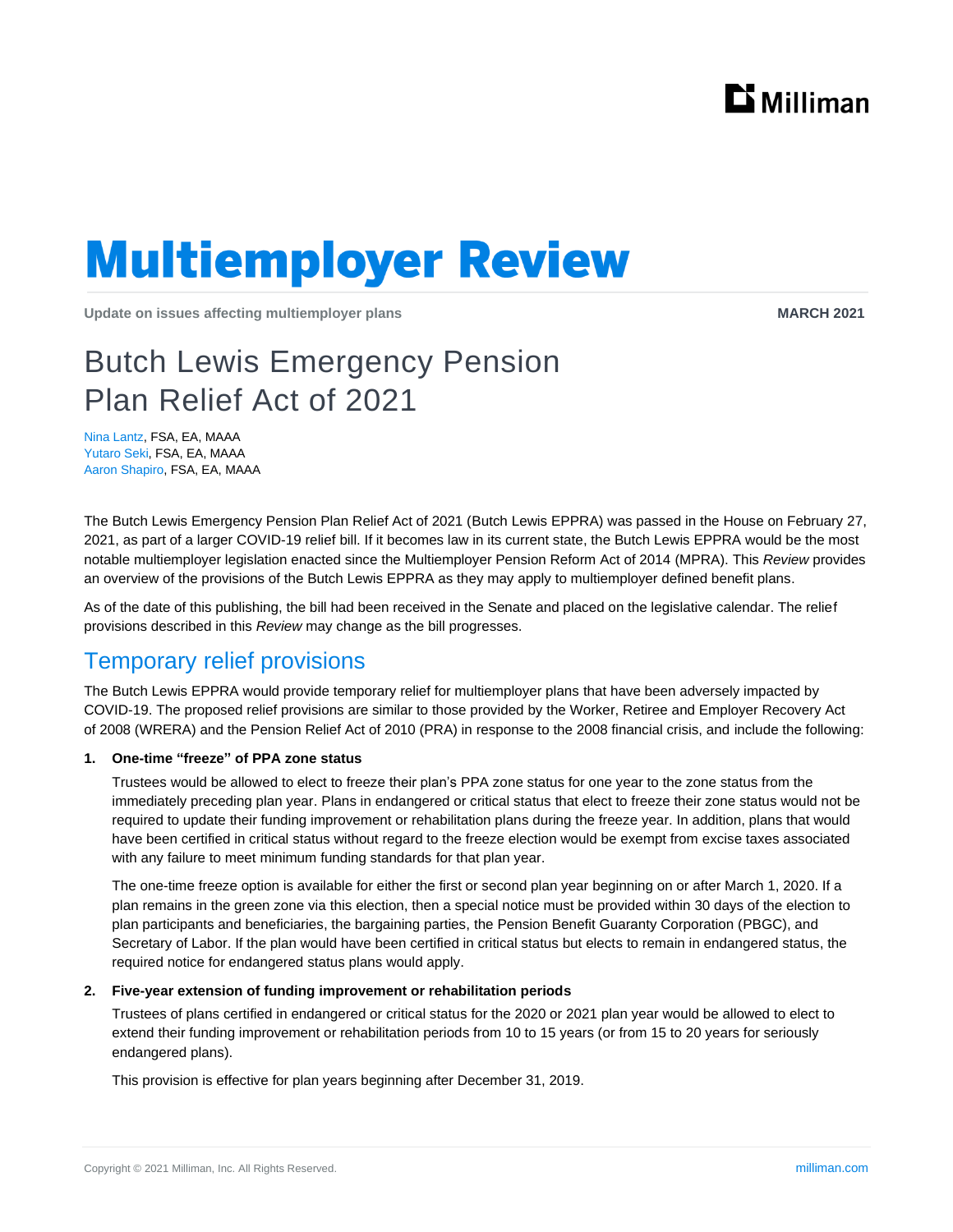# Multiemployer Review

**Update on issues affecting multiemployer plans** — **MARCH 2021**

## Butch Lewis Emergency Pension Plan Relief Act of 2021

Nina Lantz, FSA, EA, MAAA
Yutaro Seki, FSA, EA, MAAA
Aaron Shapiro, FSA, EA, MAAA

The Butch Lewis Emergency Pension Plan Relief Act of 2021 (Butch Lewis EPPRA) was passed in the House on February 27, 2021, as part of a larger COVID-19 relief bill. If it becomes law in its current state, the Butch Lewis EPPRA would be the most notable multiemployer legislation enacted since the Multiemployer Pension Reform Act of 2014 (MPRA). This *Review* provides an overview of the provisions of the Butch Lewis EPPRA as they may apply to multiemployer defined benefit plans.

As of the date of this publishing, the bill had been received in the Senate and placed on the legislative calendar. The relief provisions described in this *Review* may change as the bill progresses.

## Temporary relief provisions

The Butch Lewis EPPRA would provide temporary relief for multiemployer plans that have been adversely impacted by COVID-19. The proposed relief provisions are similar to those provided by the Worker, Retiree and Employer Recovery Act of 2008 (WRERA) and the Pension Relief Act of 2010 (PRA) in response to the 2008 financial crisis, and include the following:

1. **One-time "freeze" of PPA zone status**

   Trustees would be allowed to elect to freeze their plan's PPA zone status for one year to the zone status from the immediately preceding plan year. Plans in endangered or critical status that elect to freeze their zone status would not be required to update their funding improvement or rehabilitation plans during the freeze year. In addition, plans that would have been certified in critical status without regard to the freeze election would be exempt from excise taxes associated with any failure to meet minimum funding standards for that plan year.

   The one-time freeze option is available for either the first or second plan year beginning on or after March 1, 2020. If a plan remains in the green zone via this election, then a special notice must be provided within 30 days of the election to plan participants and beneficiaries, the bargaining parties, the Pension Benefit Guaranty Corporation (PBGC), and Secretary of Labor. If the plan would have been certified in critical status but elects to remain in endangered status, the required notice for endangered status plans would apply.

2. **Five-year extension of funding improvement or rehabilitation periods**

   Trustees of plans certified in endangered or critical status for the 2020 or 2021 plan year would be allowed to elect to extend their funding improvement or rehabilitation periods from 10 to 15 years (or from 15 to 20 years for seriously endangered plans).

   This provision is effective for plan years beginning after December 31, 2019.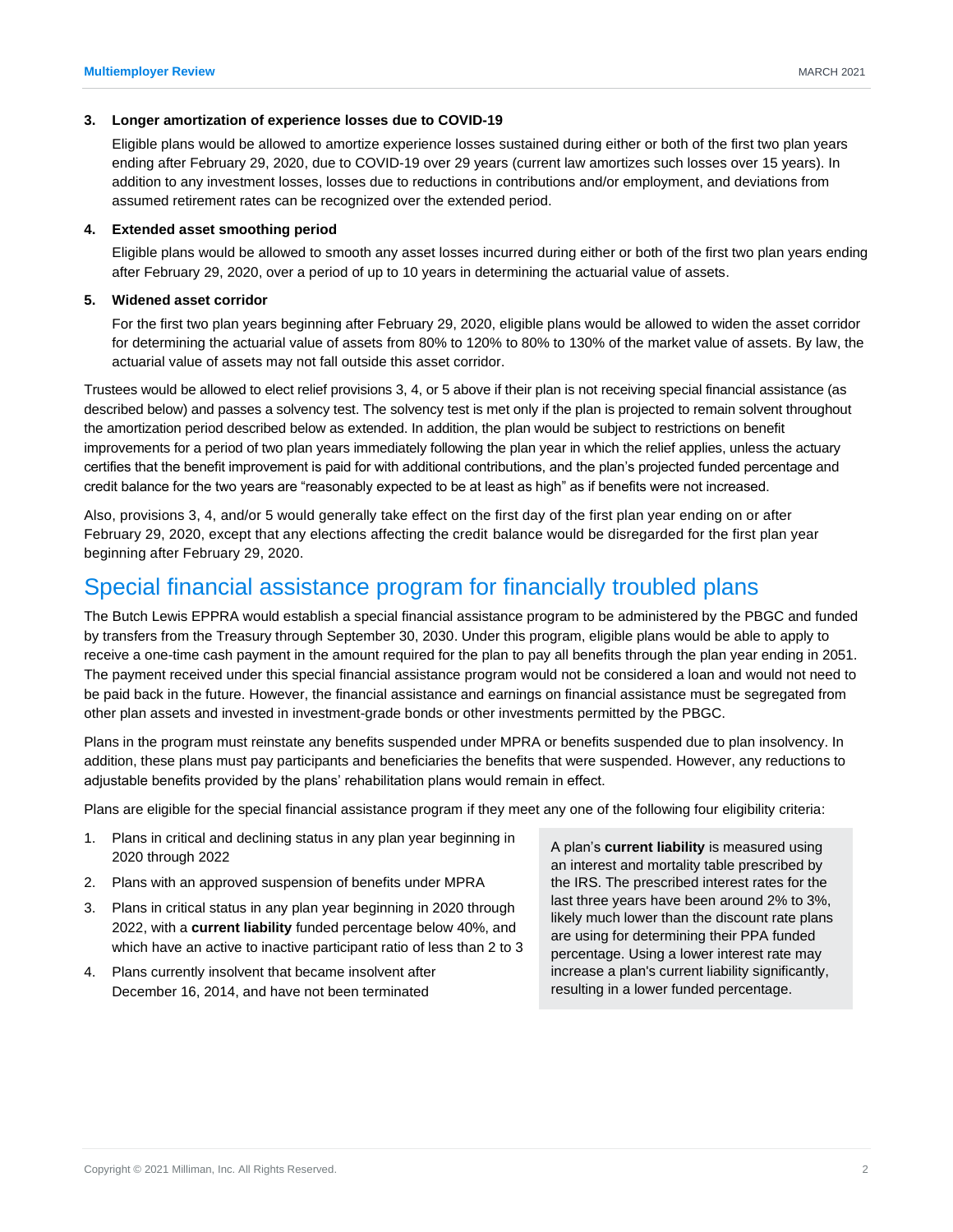3. **Longer amortization of experience losses due to COVID-19**

   Eligible plans would be allowed to amortize experience losses sustained during either or both of the first two plan years ending after February 29, 2020, due to COVID-19 over 29 years (current law amortizes such losses over 15 years). In addition to any investment losses, losses due to reductions in contributions and/or employment, and deviations from assumed retirement rates can be recognized over the extended period.

4. **Extended asset smoothing period**

   Eligible plans would be allowed to smooth any asset losses incurred during either or both of the first two plan years ending after February 29, 2020, over a period of up to 10 years in determining the actuarial value of assets.

5. **Widened asset corridor**

   For the first two plan years beginning after February 29, 2020, eligible plans would be allowed to widen the asset corridor for determining the actuarial value of assets from 80% to 120% to 80% to 130% of the market value of assets. By law, the actuarial value of assets may not fall outside this asset corridor.

Trustees would be allowed to elect relief provisions 3, 4, or 5 above if their plan is not receiving special financial assistance (as described below) and passes a solvency test. The solvency test is met only if the plan is projected to remain solvent throughout the amortization period described below as extended. In addition, the plan would be subject to restrictions on benefit improvements for a period of two plan years immediately following the plan year in which the relief applies, unless the actuary certifies that the benefit improvement is paid for with additional contributions, and the plan's projected funded percentage and credit balance for the two years are "reasonably expected to be at least as high" as if benefits were not increased.

Also, provisions 3, 4, and/or 5 would generally take effect on the first day of the first plan year ending on or after February 29, 2020, except that any elections affecting the credit balance would be disregarded for the first plan year beginning after February 29, 2020.

## Special financial assistance program for financially troubled plans

The Butch Lewis EPPRA would establish a special financial assistance program to be administered by the PBGC and funded by transfers from the Treasury through September 30, 2030. Under this program, eligible plans would be able to apply to receive a one-time cash payment in the amount required for the plan to pay all benefits through the plan year ending in 2051. The payment received under this special financial assistance program would not be considered a loan and would not need to be paid back in the future. However, the financial assistance and earnings on financial assistance must be segregated from other plan assets and invested in investment-grade bonds or other investments permitted by the PBGC.

Plans in the program must reinstate any benefits suspended under MPRA or benefits suspended due to plan insolvency. In addition, these plans must pay participants and beneficiaries the benefits that were suspended. However, any reductions to adjustable benefits provided by the plans' rehabilitation plans would remain in effect.

Plans are eligible for the special financial assistance program if they meet any one of the following four eligibility criteria:

1. Plans in critical and declining status in any plan year beginning in 2020 through 2022
2. Plans with an approved suspension of benefits under MPRA
3. Plans in critical status in any plan year beginning in 2020 through 2022, with a **current liability** funded percentage below 40%, and which have an active to inactive participant ratio of less than 2 to 3
4. Plans currently insolvent that became insolvent after December 16, 2014, and have not been terminated

A plan's **current liability** is measured using an interest and mortality table prescribed by the IRS. The prescribed interest rates for the last three years have been around 2% to 3%, likely much lower than the discount rate plans are using for determining their PPA funded percentage. Using a lower interest rate may increase a plan's current liability significantly, resulting in a lower funded percentage.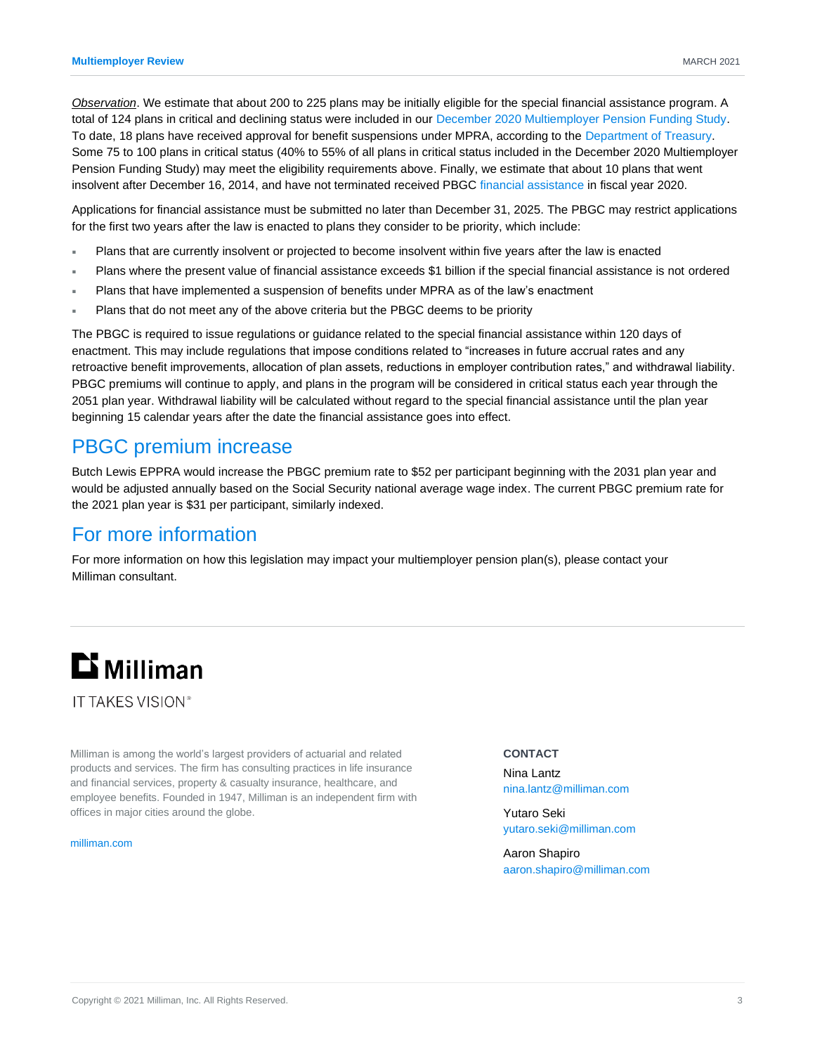*Observation*. We estimate that about 200 to 225 plans may be initially eligible for the special financial assistance program. A total of 124 plans in critical and declining status were included in our December 2020 Multiemployer Pension Funding Study. To date, 18 plans have received approval for benefit suspensions under MPRA, according to the Department of Treasury. Some 75 to 100 plans in critical status (40% to 55% of all plans in critical status included in the December 2020 Multiemployer Pension Funding Study) may meet the eligibility requirements above. Finally, we estimate that about 10 plans that went insolvent after December 16, 2014, and have not terminated received PBGC financial assistance in fiscal year 2020.

Applications for financial assistance must be submitted no later than December 31, 2025. The PBGC may restrict applications for the first two years after the law is enacted to plans they consider to be priority, which include:

- Plans that are currently insolvent or projected to become insolvent within five years after the law is enacted
- Plans where the present value of financial assistance exceeds $1 billion if the special financial assistance is not ordered
- Plans that have implemented a suspension of benefits under MPRA as of the law's enactment
- Plans that do not meet any of the above criteria but the PBGC deems to be priority

The PBGC is required to issue regulations or guidance related to the special financial assistance within 120 days of enactment. This may include regulations that impose conditions related to "increases in future accrual rates and any retroactive benefit improvements, allocation of plan assets, reductions in employer contribution rates," and withdrawal liability. PBGC premiums will continue to apply, and plans in the program will be considered in critical status each year through the 2051 plan year. Withdrawal liability will be calculated without regard to the special financial assistance until the plan year beginning 15 calendar years after the date the financial assistance goes into effect.

## PBGC premium increase

Butch Lewis EPPRA would increase the PBGC premium rate to $52 per participant beginning with the 2031 plan year and would be adjusted annually based on the Social Security national average wage index. The current PBGC premium rate for the 2021 plan year is $31 per participant, similarly indexed.

## For more information

For more information on how this legislation may impact your multiemployer pension plan(s), please contact your Milliman consultant.

**Milliman**

IT TAKES VISION®

Milliman is among the world's largest providers of actuarial and related products and services. The firm has consulting practices in life insurance and financial services, property & casualty insurance, healthcare, and employee benefits. Founded in 1947, Milliman is an independent firm with offices in major cities around the globe.

milliman.com

**CONTACT**

Nina Lantz
nina.lantz@milliman.com

Yutaro Seki
yutaro.seki@milliman.com

Aaron Shapiro
aaron.shapiro@milliman.com

Copyright © 2021 Milliman, Inc. All Rights Reserved.